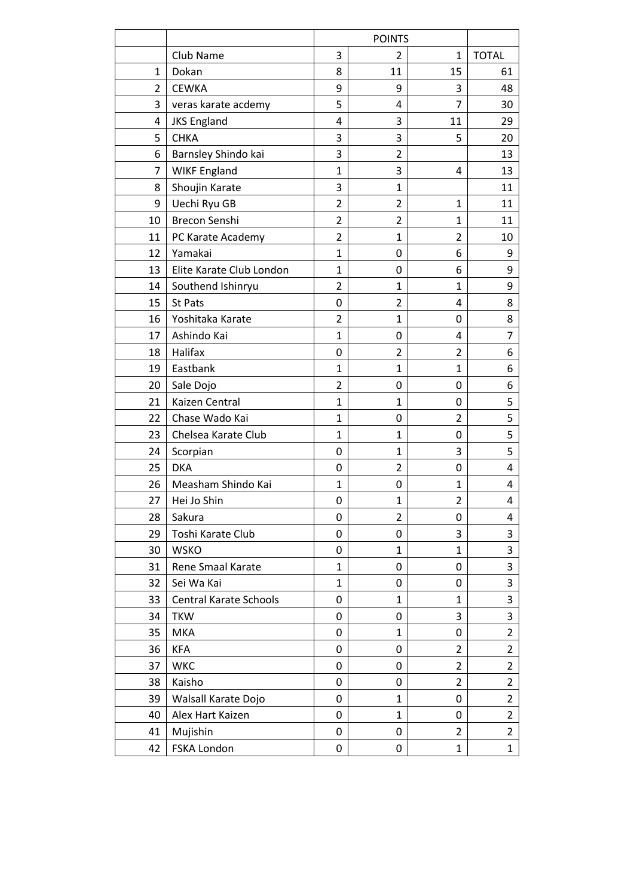| | | POINTS | | | |
|---|---|---|---|---|---|
| | Club Name | 3 | 2 | 1 | TOTAL |
| 1 | Dokan | 8 | 11 | 15 | 61 |
| 2 | CEWKA | 9 | 9 | 3 | 48 |
| 3 | veras karate acdemy | 5 | 4 | 7 | 30 |
| 4 | JKS England | 4 | 3 | 11 | 29 |
| 5 | CHKA | 3 | 3 | 5 | 20 |
| 6 | Barnsley Shindo kai | 3 | 2 | | 13 |
| 7 | WIKF England | 1 | 3 | 4 | 13 |
| 8 | Shoujin Karate | 3 | 1 | | 11 |
| 9 | Uechi Ryu GB | 2 | 2 | 1 | 11 |
| 10 | Brecon Senshi | 2 | 2 | 1 | 11 |
| 11 | PC Karate Academy | 2 | 1 | 2 | 10 |
| 12 | Yamakai | 1 | 0 | 6 | 9 |
| 13 | Elite Karate Club London | 1 | 0 | 6 | 9 |
| 14 | Southend Ishinryu | 2 | 1 | 1 | 9 |
| 15 | St Pats | 0 | 2 | 4 | 8 |
| 16 | Yoshitaka Karate | 2 | 1 | 0 | 8 |
| 17 | Ashindo Kai | 1 | 0 | 4 | 7 |
| 18 | Halifax | 0 | 2 | 2 | 6 |
| 19 | Eastbank | 1 | 1 | 1 | 6 |
| 20 | Sale Dojo | 2 | 0 | 0 | 6 |
| 21 | Kaizen Central | 1 | 1 | 0 | 5 |
| 22 | Chase Wado Kai | 1 | 0 | 2 | 5 |
| 23 | Chelsea Karate Club | 1 | 1 | 0 | 5 |
| 24 | Scorpian | 0 | 1 | 3 | 5 |
| 25 | DKA | 0 | 2 | 0 | 4 |
| 26 | Measham Shindo Kai | 1 | 0 | 1 | 4 |
| 27 | Hei Jo Shin | 0 | 1 | 2 | 4 |
| 28 | Sakura | 0 | 2 | 0 | 4 |
| 29 | Toshi Karate Club | 0 | 0 | 3 | 3 |
| 30 | WSKO | 0 | 1 | 1 | 3 |
| 31 | Rene Smaal Karate | 1 | 0 | 0 | 3 |
| 32 | Sei Wa Kai | 1 | 0 | 0 | 3 |
| 33 | Central Karate Schools | 0 | 1 | 1 | 3 |
| 34 | TKW | 0 | 0 | 3 | 3 |
| 35 | MKA | 0 | 1 | 0 | 2 |
| 36 | KFA | 0 | 0 | 2 | 2 |
| 37 | WKC | 0 | 0 | 2 | 2 |
| 38 | Kaisho | 0 | 0 | 2 | 2 |
| 39 | Walsall Karate Dojo | 0 | 1 | 0 | 2 |
| 40 | Alex Hart Kaizen | 0 | 1 | 0 | 2 |
| 41 | Mujishin | 0 | 0 | 2 | 2 |
| 42 | FSKA London | 0 | 0 | 1 | 1 |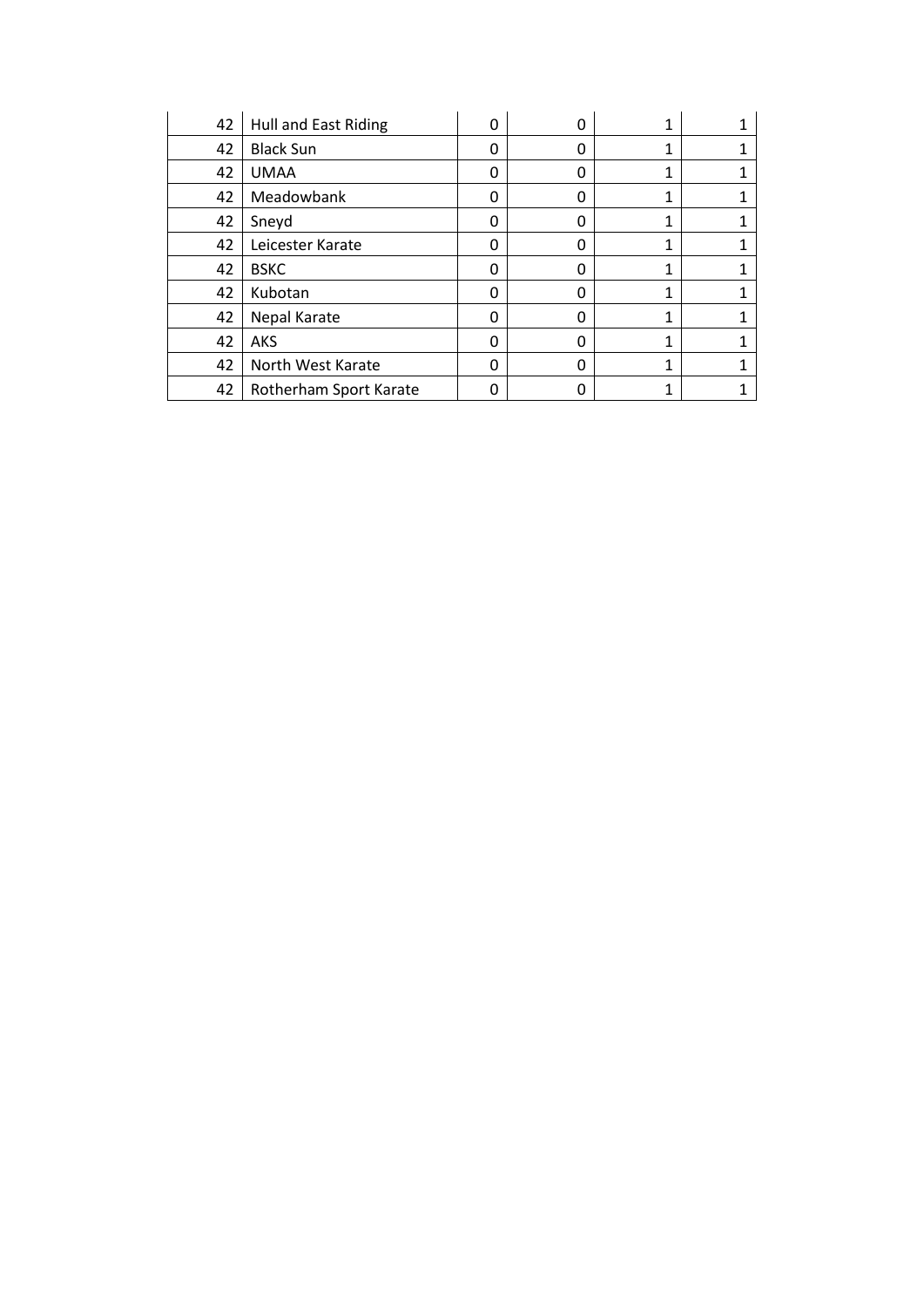| | | | | | |
|---|---|---|---|---|---|
| 42 | Hull and East Riding | 0 | 0 | 1 | 1 |
| 42 | Black Sun | 0 | 0 | 1 | 1 |
| 42 | UMAA | 0 | 0 | 1 | 1 |
| 42 | Meadowbank | 0 | 0 | 1 | 1 |
| 42 | Sneyd | 0 | 0 | 1 | 1 |
| 42 | Leicester Karate | 0 | 0 | 1 | 1 |
| 42 | BSKC | 0 | 0 | 1 | 1 |
| 42 | Kubotan | 0 | 0 | 1 | 1 |
| 42 | Nepal Karate | 0 | 0 | 1 | 1 |
| 42 | AKS | 0 | 0 | 1 | 1 |
| 42 | North West Karate | 0 | 0 | 1 | 1 |
| 42 | Rotherham Sport Karate | 0 | 0 | 1 | 1 |